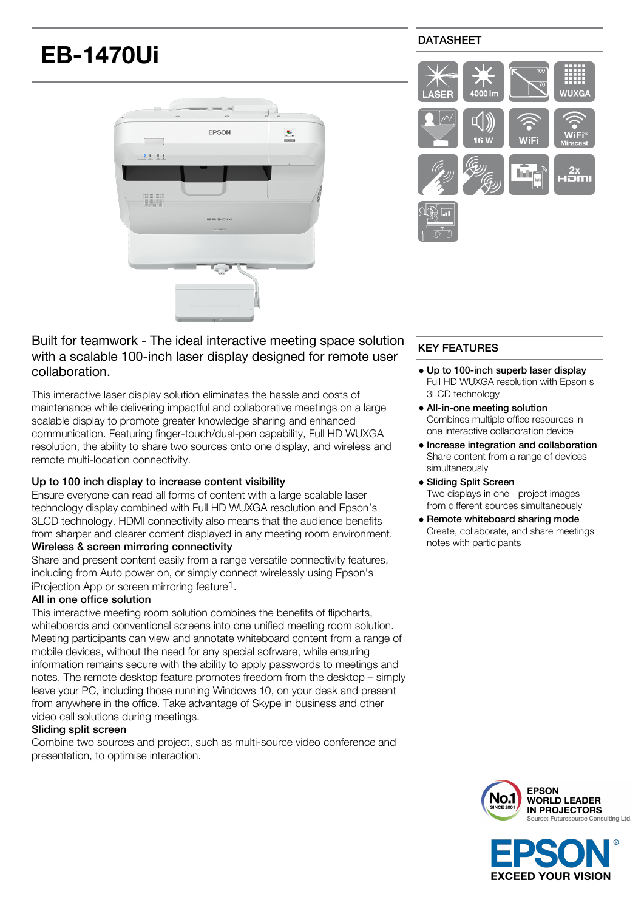# EB-1470Ui

DATASHEET

LASER | 4000 lm | WUXGA | 16 W | WiFi | WiFi® Miracast | 2x HDMI

## Built for teamwork - The ideal interactive meeting space solution with a scalable 100-inch laser display designed for remote user collaboration.

This interactive laser display solution eliminates the hassle and costs of maintenance while delivering impactful and collaborative meetings on a large scalable display to promote greater knowledge sharing and enhanced communication. Featuring finger-touch/dual-pen capability, Full HD WUXGA resolution, the ability to share two sources onto one display, and wireless and remote multi-location connectivity.

### Up to 100 inch display to increase content visibility

Ensure everyone can read all forms of content with a large scalable laser technology display combined with Full HD WUXGA resolution and Epson's 3LCD technology. HDMI connectivity also means that the audience benefits from sharper and clearer content displayed in any meeting room environment.

### Wireless & screen mirroring connectivity

Share and present content easily from a range versatile connectivity features, including from Auto power on, or simply connect wirelessly using Epson's iProjection App or screen mirroring feature[1].

### All in one office solution

This interactive meeting room solution combines the benefits of flipcharts, whiteboards and conventional screens into one unified meeting room solution. Meeting participants can view and annotate whiteboard content from a range of mobile devices, without the need for any special sofrware, while ensuring information remains secure with the ability to apply passwords to meetings and notes. The remote desktop feature promotes freedom from the desktop – simply leave your PC, including those running Windows 10, on your desk and present from anywhere in the office. Take advantage of Skype in business and other video call solutions during meetings.

### Sliding split screen

Combine two sources and project, such as multi-source video conference and presentation, to optimise interaction.

## KEY FEATURES

- **Up to 100-inch superb laser display**
  Full HD WUXGA resolution with Epson's 3LCD technology
- **All-in-one meeting solution**
  Combines multiple office resources in one interactive collaboration device
- **Increase integration and collaboration**
  Share content from a range of devices simultaneously
- **Sliding Split Screen**
  Two displays in one - project images from different sources simultaneously
- **Remote whiteboard sharing mode**
  Create, collaborate, and share meetings notes with participants

No.1 SINCE 2001
EPSON WORLD LEADER IN PROJECTORS
Source: Futuresource Consulting Ltd.

EPSON® EXCEED YOUR VISION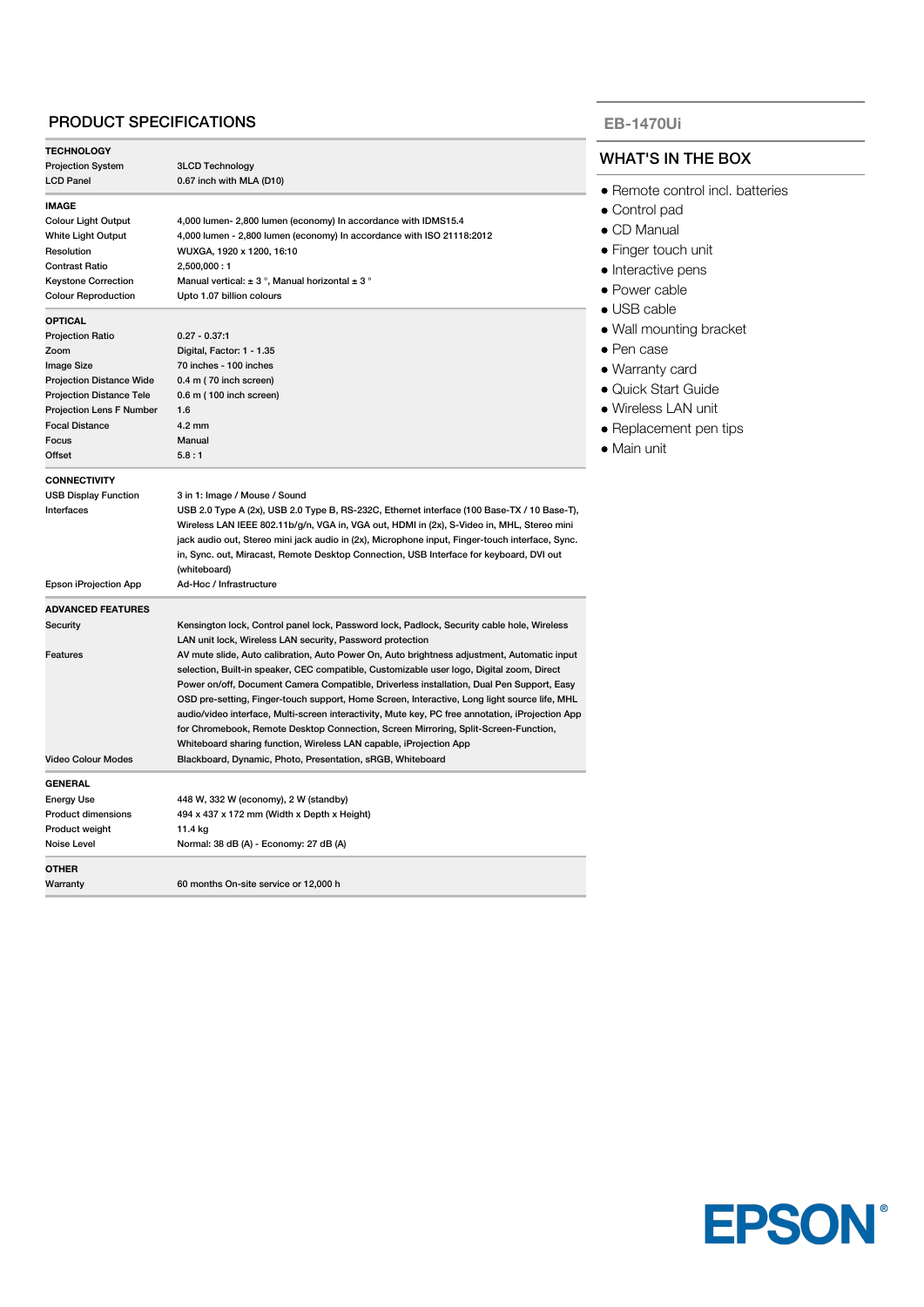## PRODUCT SPECIFICATIONS

| **TECHNOLOGY** | |
|---|---|
| Projection System | 3LCD Technology |
| LCD Panel | 0.67 inch with MLA (D10) |
| **IMAGE** | |
| Colour Light Output | 4,000 lumen- 2,800 lumen (economy) In accordance with IDMS15.4 |
| White Light Output | 4,000 lumen - 2,800 lumen (economy) In accordance with ISO 21118:2012 |
| Resolution | WUXGA, 1920 x 1200, 16:10 |
| Contrast Ratio | 2,500,000 : 1 |
| Keystone Correction | Manual vertical: ± 3 °, Manual horizontal ± 3 ° |
| Colour Reproduction | Upto 1.07 billion colours |
| **OPTICAL** | |
| Projection Ratio | 0.27 - 0.37:1 |
| Zoom | Digital, Factor: 1 - 1.35 |
| Image Size | 70 inches - 100 inches |
| Projection Distance Wide | 0.4 m ( 70 inch screen) |
| Projection Distance Tele | 0.6 m ( 100 inch screen) |
| Projection Lens F Number | 1.6 |
| Focal Distance | 4.2 mm |
| Focus | Manual |
| Offset | 5.8 : 1 |
| **CONNECTIVITY** | |
| USB Display Function | 3 in 1: Image / Mouse / Sound |
| Interfaces | USB 2.0 Type A (2x), USB 2.0 Type B, RS-232C, Ethernet interface (100 Base-TX / 10 Base-T), Wireless LAN IEEE 802.11b/g/n, VGA in, VGA out, HDMI in (2x), S-Video in, MHL, Stereo mini jack audio out, Stereo mini jack audio in (2x), Microphone input, Finger-touch interface, Sync. in, Sync. out, Miracast, Remote Desktop Connection, USB Interface for keyboard, DVI out (whiteboard) |
| Epson iProjection App | Ad-Hoc / Infrastructure |
| **ADVANCED FEATURES** | |
| Security | Kensington lock, Control panel lock, Password lock, Padlock, Security cable hole, Wireless LAN unit lock, Wireless LAN security, Password protection |
| Features | AV mute slide, Auto calibration, Auto Power On, Auto brightness adjustment, Automatic input selection, Built-in speaker, CEC compatible, Customizable user logo, Digital zoom, Direct Power on/off, Document Camera Compatible, Driverless installation, Dual Pen Support, Easy OSD pre-setting, Finger-touch support, Home Screen, Interactive, Long light source life, MHL audio/video interface, Multi-screen interactivity, Mute key, PC free annotation, iProjection App for Chromebook, Remote Desktop Connection, Screen Mirroring, Split-Screen-Function, Whiteboard sharing function, Wireless LAN capable, iProjection App |
| Video Colour Modes | Blackboard, Dynamic, Photo, Presentation, sRGB, Whiteboard |
| **GENERAL** | |
| Energy Use | 448 W, 332 W (economy), 2 W (standby) |
| Product dimensions | 494 x 437 x 172 mm (Width x Depth x Height) |
| Product weight | 11.4 kg |
| Noise Level | Normal: 38 dB (A) - Economy: 27 dB (A) |
| **OTHER** | |
| Warranty | 60 months On-site service or 12,000 h |

**EB-1470Ui**

## WHAT'S IN THE BOX

- Remote control incl. batteries
- Control pad
- CD Manual
- Finger touch unit
- Interactive pens
- Power cable
- USB cable
- Wall mounting bracket
- Pen case
- Warranty card
- Quick Start Guide
- Wireless LAN unit
- Replacement pen tips
- Main unit

EPSON®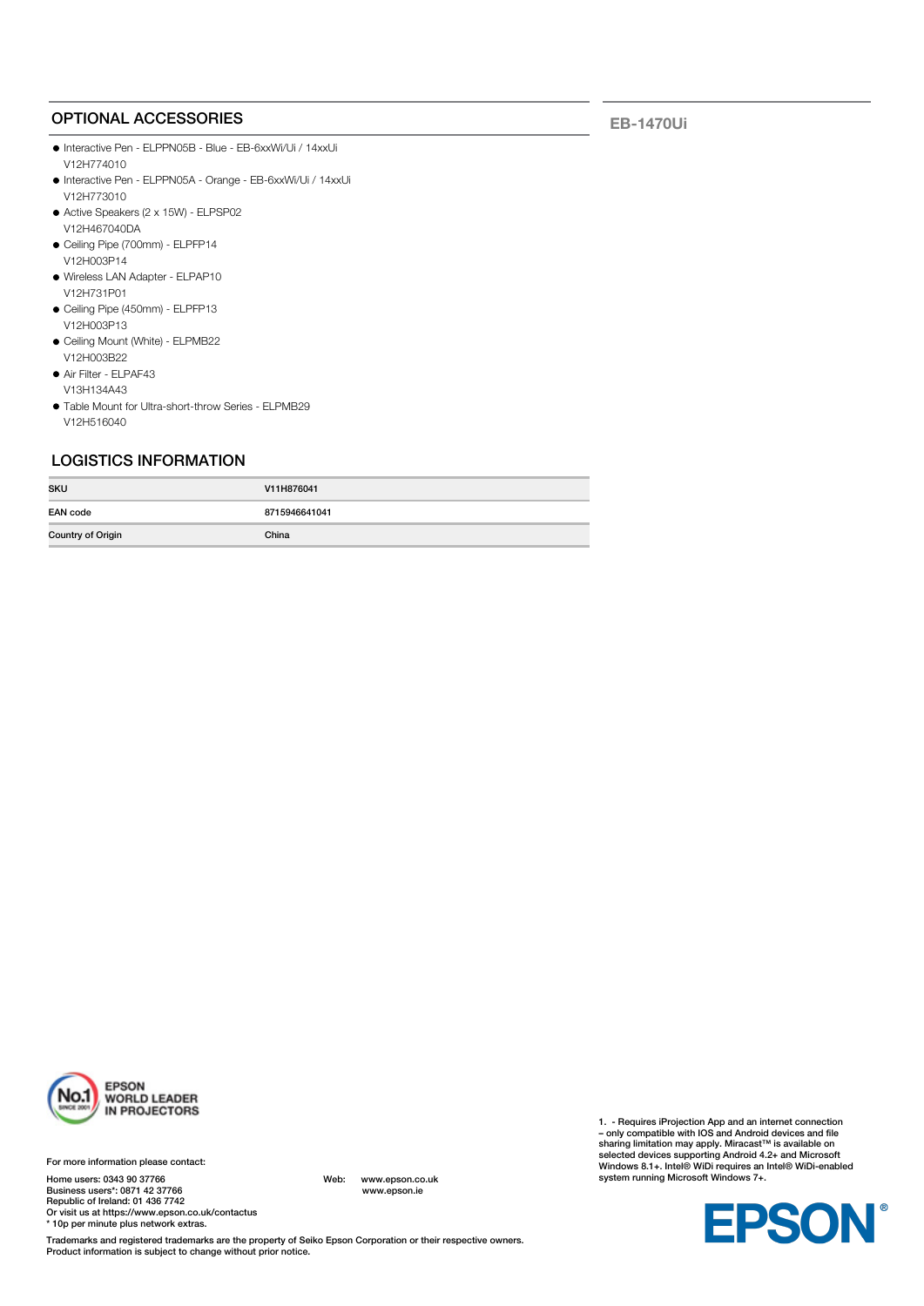## OPTIONAL ACCESSORIES

EB-1470Ui

- Interactive Pen - ELPPN05B - Blue - EB-6xxWi/Ui / 14xxUi
  V12H774010
- Interactive Pen - ELPPN05A - Orange - EB-6xxWi/Ui / 14xxUi
  V12H773010
- Active Speakers (2 x 15W) - ELPSP02
  V12H467040DA
- Ceiling Pipe (700mm) - ELPFP14
  V12H003P14
- Wireless LAN Adapter - ELPAP10
  V12H731P01
- Ceiling Pipe (450mm) - ELPFP13
  V12H003P13
- Ceiling Mount (White) - ELPMB22
  V12H003B22
- Air Filter - ELPAF43
  V13H134A43
- Table Mount for Ultra-short-throw Series - ELPMB29
  V12H516040

## LOGISTICS INFORMATION

| | |
|---|---|
| SKU | V11H876041 |
| EAN code | 8715946641041 |
| Country of Origin | China |

EPSON WORLD LEADER IN PROJECTORS

For more information please contact:

Home users: 0343 90 37766
Business users*: 0871 42 37766
Republic of Ireland: 01 436 7742
Or visit us at https://www.epson.co.uk/contactus
* 10p per minute plus network extras.

Web: www.epson.co.uk
www.epson.ie

1. - Requires iProjection App and an internet connection – only compatible with IOS and Android devices and file sharing limitation may apply. Miracast™ is available on selected devices supporting Android 4.2+ and Microsoft Windows 8.1+. Intel® WiDi requires an Intel® WiDi-enabled system running Microsoft Windows 7+.

Trademarks and registered trademarks are the property of Seiko Epson Corporation or their respective owners.
Product information is subject to change without prior notice.